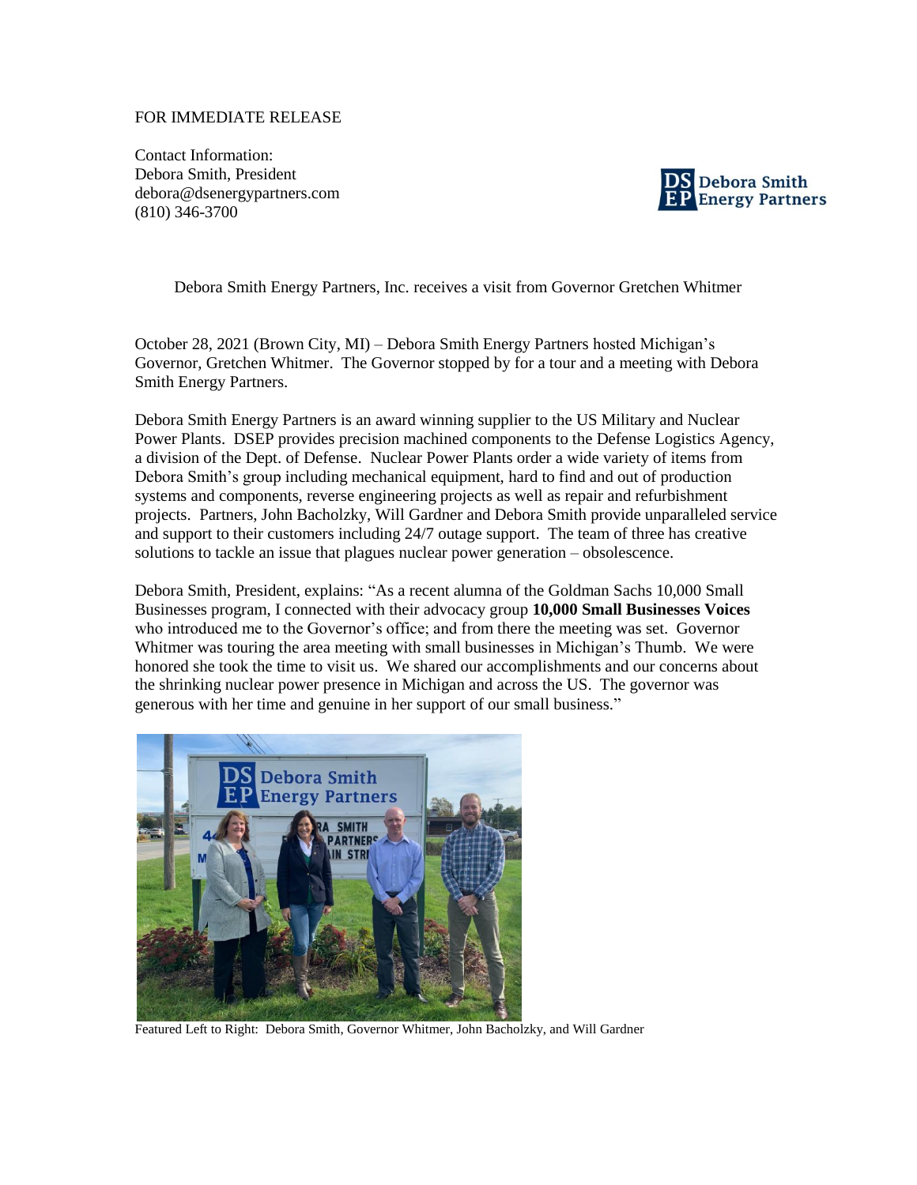FOR IMMEDIATE RELEASE

Contact Information:
Debora Smith, President
debora@dsenergypartners.com
(810) 346-3700

Debora Smith Energy Partners

## Debora Smith Energy Partners, Inc. receives a visit from Governor Gretchen Whitmer

October 28, 2021 (Brown City, MI) – Debora Smith Energy Partners hosted Michigan's Governor, Gretchen Whitmer. The Governor stopped by for a tour and a meeting with Debora Smith Energy Partners.

Debora Smith Energy Partners is an award winning supplier to the US Military and Nuclear Power Plants. DSEP provides precision machined components to the Defense Logistics Agency, a division of the Dept. of Defense. Nuclear Power Plants order a wide variety of items from Debora Smith's group including mechanical equipment, hard to find and out of production systems and components, reverse engineering projects as well as repair and refurbishment projects. Partners, John Bacholzky, Will Gardner and Debora Smith provide unparalleled service and support to their customers including 24/7 outage support. The team of three has creative solutions to tackle an issue that plagues nuclear power generation – obsolescence.

Debora Smith, President, explains: "As a recent alumna of the Goldman Sachs 10,000 Small Businesses program, I connected with their advocacy group **10,000 Small Businesses Voices** who introduced me to the Governor's office; and from there the meeting was set. Governor Whitmer was touring the area meeting with small businesses in Michigan's Thumb. We were honored she took the time to visit us. We shared our accomplishments and our concerns about the shrinking nuclear power presence in Michigan and across the US. The governor was generous with her time and genuine in her support of our small business."

Featured Left to Right: Debora Smith, Governor Whitmer, John Bacholzky, and Will Gardner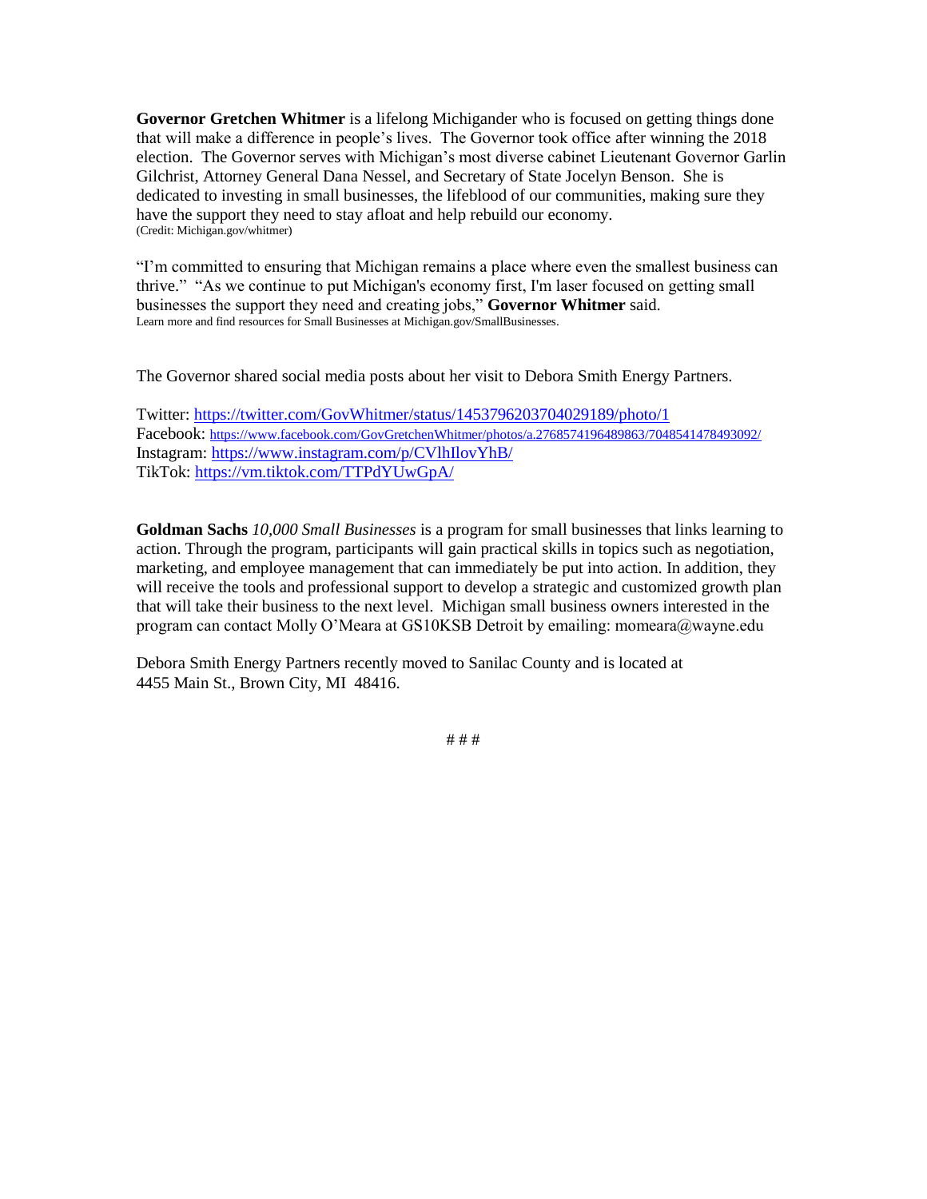**Governor Gretchen Whitmer** is a lifelong Michigander who is focused on getting things done that will make a difference in people's lives. The Governor took office after winning the 2018 election. The Governor serves with Michigan's most diverse cabinet Lieutenant Governor Garlin Gilchrist, Attorney General Dana Nessel, and Secretary of State Jocelyn Benson. She is dedicated to investing in small businesses, the lifeblood of our communities, making sure they have the support they need to stay afloat and help rebuild our economy.
(Credit: Michigan.gov/whitmer)

"I'm committed to ensuring that Michigan remains a place where even the smallest business can thrive." "As we continue to put Michigan's economy first, I'm laser focused on getting small businesses the support they need and creating jobs," **Governor Whitmer** said.
Learn more and find resources for Small Businesses at Michigan.gov/SmallBusinesses.

The Governor shared social media posts about her visit to Debora Smith Energy Partners.

Twitter: https://twitter.com/GovWhitmer/status/1453796203704029189/photo/1
Facebook: https://www.facebook.com/GovGretchenWhitmer/photos/a.2768574196489863/7048541478493092/
Instagram: https://www.instagram.com/p/CVlhIlovYhB/
TikTok: https://vm.tiktok.com/TTPdYUwGpA/

**Goldman Sachs** *10,000 Small Businesses* is a program for small businesses that links learning to action. Through the program, participants will gain practical skills in topics such as negotiation, marketing, and employee management that can immediately be put into action. In addition, they will receive the tools and professional support to develop a strategic and customized growth plan that will take their business to the next level. Michigan small business owners interested in the program can contact Molly O'Meara at GS10KSB Detroit by emailing: momeara@wayne.edu

Debora Smith Energy Partners recently moved to Sanilac County and is located at
4455 Main St., Brown City, MI 48416.

# # #